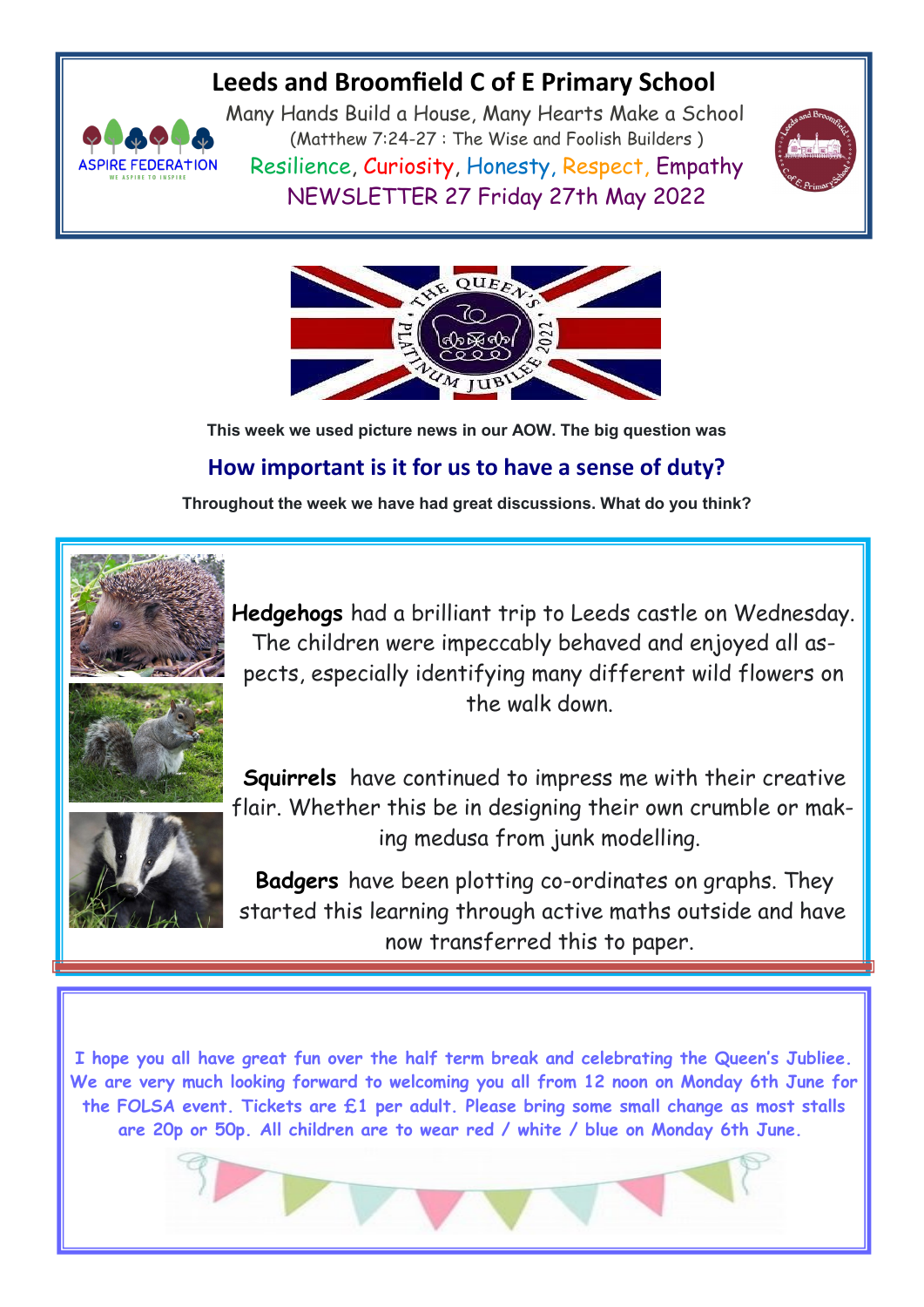# Leeds and Broomfield C of E Primary School

Many Hands Build a House, Many Hearts Make a School

(Matthew 7:24-27 : The Wise and Foolish Builders )

Resilience, Curiosity, Honesty, Respect, Empathy

NEWSLETTER 27 Friday 27th May 2022

**This week we used picture news in our AOW. The big question was**

## How important is it for us to have a sense of duty?

**Throughout the week we have had great discussions. What do you think?**

**Hedgehogs** had a brilliant trip to Leeds castle on Wednesday. The children were impeccably behaved and enjoyed all aspects, especially identifying many different wild flowers on the walk down.

**Squirrels** have continued to impress me with their creative flair. Whether this be in designing their own crumble or making medusa from junk modelling.

**Badgers** have been plotting co-ordinates on graphs. They started this learning through active maths outside and have now transferred this to paper.

I hope you all have great fun over the half term break and celebrating the Queen's Jubliee. We are very much looking forward to welcoming you all from 12 noon on Monday 6th June for the FOLSA event. Tickets are £1 per adult. Please bring some small change as most stalls are 20p or 50p. All children are to wear red / white / blue on Monday 6th June.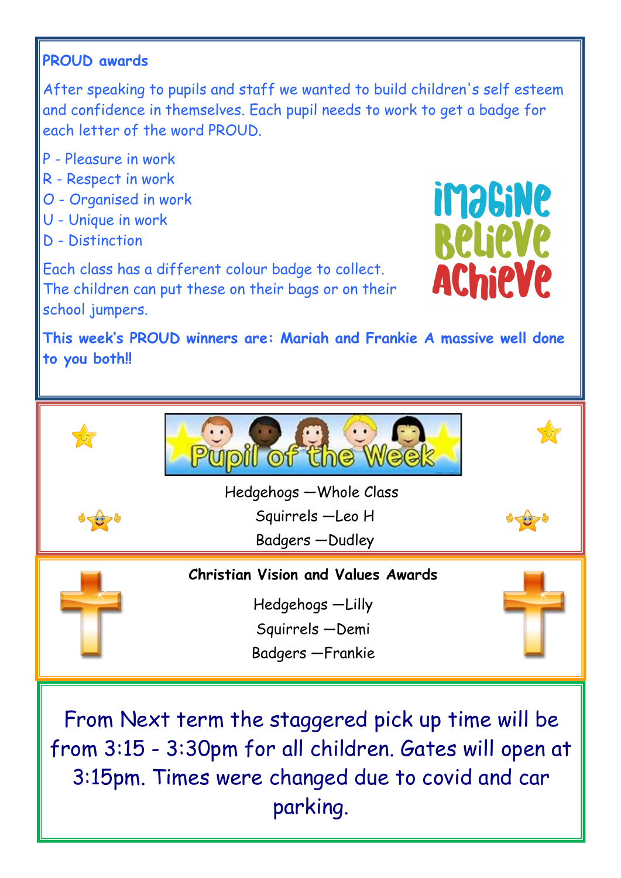**PROUD awards**

After speaking to pupils and staff we wanted to build children's self esteem and confidence in themselves. Each pupil needs to work to get a badge for each letter of the word PROUD.

P - Pleasure in work
R - Respect in work
O - Organised in work
U - Unique in work
D - Distinction

Each class has a different colour badge to collect. The children can put these on their bags or on their school jumpers.

iMaGiNe BeLieVe AChieVe

**This week's PROUD winners are: Mariah and Frankie A massive well done to you both!!**

Pupil of the Week

Hedgehogs —Whole Class
Squirrels —Leo H
Badgers —Dudley

**Christian Vision and Values Awards**

Hedgehogs —Lilly
Squirrels —Demi
Badgers —Frankie

From Next term the staggered pick up time will be from 3:15 - 3:30pm for all children. Gates will open at 3:15pm. Times were changed due to covid and car parking.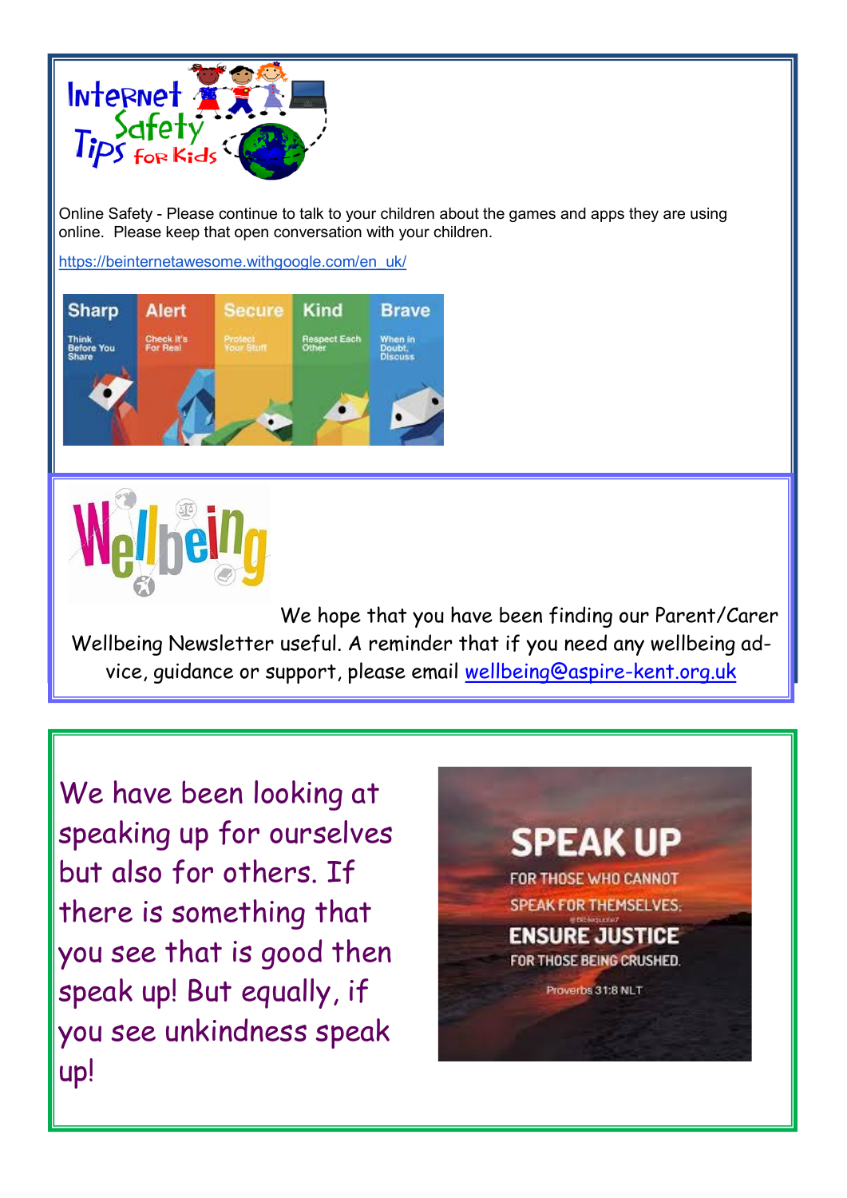# Internet Safety Tips for Kids

Online Safety - Please continue to talk to your children about the games and apps they are using online. Please keep that open conversation with your children.

https://beinternetawesome.withgoogle.com/en_uk/

| Sharp | Alert | Secure | Kind | Brave |
|---|---|---|---|---|
| Think Before You Share | Check it's For Real | Protect Your Stuff | Respect Each Other | When in Doubt, Discuss |

# Wellbeing

We hope that you have been finding our Parent/Carer Wellbeing Newsletter useful. A reminder that if you need any wellbeing advice, guidance or support, please email wellbeing@aspire-kent.org.uk

We have been looking at speaking up for ourselves but also for others. If there is something that you see that is good then speak up! But equally, if you see unkindness speak up!

**SPEAK UP** FOR THOSE WHO CANNOT SPEAK FOR THEMSELVES; **ENSURE JUSTICE** FOR THOSE BEING CRUSHED.

Proverbs 31:8 NLT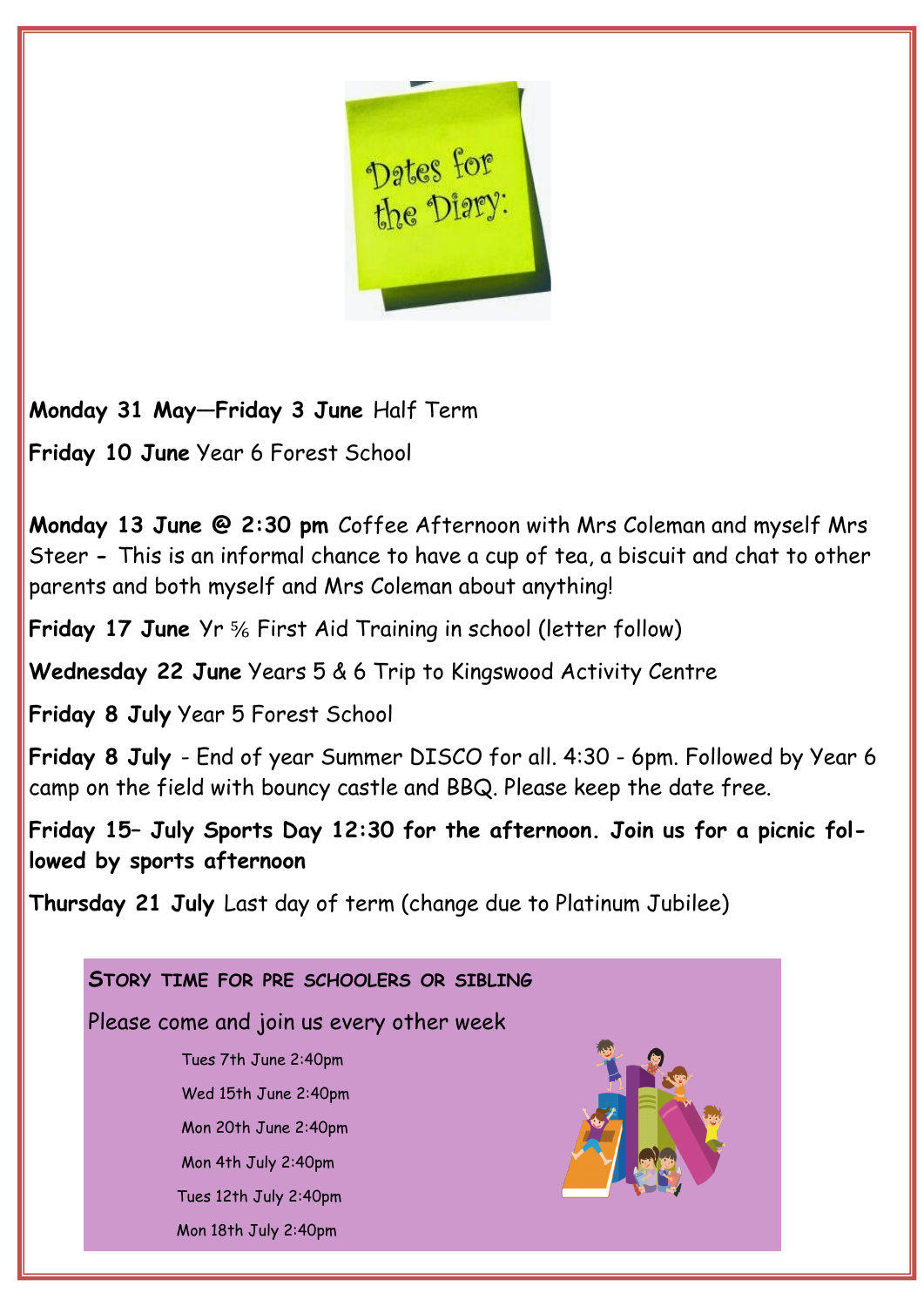# Dates for the Diary:

**Monday 31 May—Friday 3 June** Half Term

**Friday 10 June** Year 6 Forest School

**Monday 13 June @ 2:30 pm** Coffee Afternoon with Mrs Coleman and myself Mrs Steer **-** This is an informal chance to have a cup of tea, a biscuit and chat to other parents and both myself and Mrs Coleman about anything!

**Friday 17 June** Yr 5/6 First Aid Training in school (letter follow)

**Wednesday 22 June** Years 5 & 6 Trip to Kingswood Activity Centre

**Friday 8 July** Year 5 Forest School

**Friday 8 July** - End of year Summer DISCO for all. 4:30 - 6pm. Followed by Year 6 camp on the field with bouncy castle and BBQ. Please keep the date free.

**Friday 15– July Sports Day 12:30 for the afternoon. Join us for a picnic followed by sports afternoon**

**Thursday 21 July** Last day of term (change due to Platinum Jubilee)

## Story time for pre schoolers or sibling

Please come and join us every other week

- Tues 7th June 2:40pm
- Wed 15th June 2:40pm
- Mon 20th June 2:40pm
- Mon 4th July 2:40pm
- Tues 12th July 2:40pm
- Mon 18th July 2:40pm